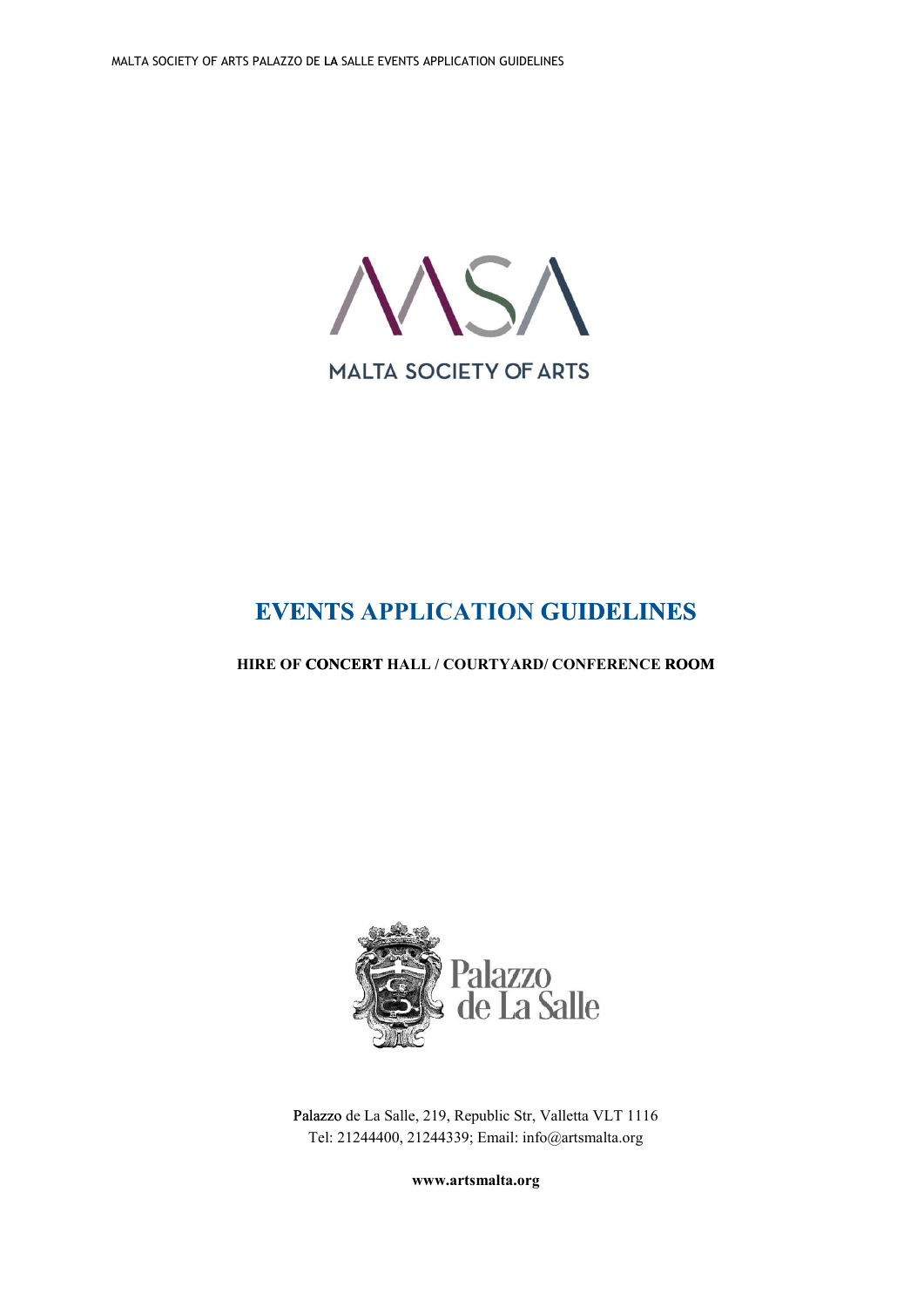MALTA SOCIETY OF ARTS

# EVENTS APPLICATION GUIDELINES

**HIRE OF CONCERT HALL / COURTYARD/ CONFERENCE ROOM**

Palazzo de La Salle

Palazzo de La Salle, 219, Republic Str, Valletta VLT 1116
Tel: 21244400, 21244339; Email: info@artsmalta.org

**www.artsmalta.org**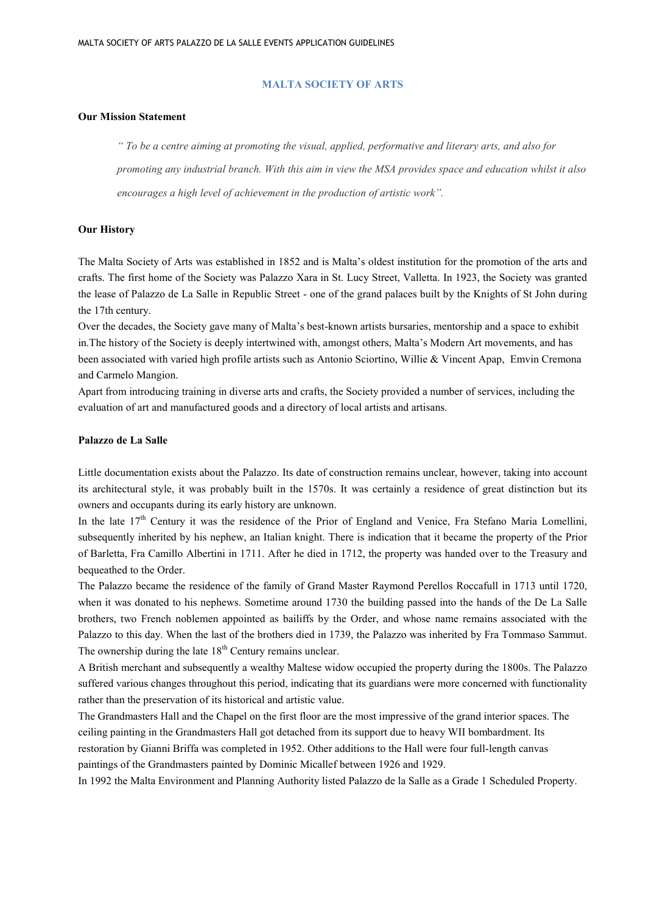## MALTA SOCIETY OF ARTS

### Our Mission Statement

*" To be a centre aiming at promoting the visual, applied, performative and literary arts, and also for promoting any industrial branch. With this aim in view the MSA provides space and education whilst it also encourages a high level of achievement in the production of artistic work".*

### Our History

The Malta Society of Arts was established in 1852 and is Malta's oldest institution for the promotion of the arts and crafts. The first home of the Society was Palazzo Xara in St. Lucy Street, Valletta. In 1923, the Society was granted the lease of Palazzo de La Salle in Republic Street - one of the grand palaces built by the Knights of St John during the 17th century.

Over the decades, the Society gave many of Malta's best-known artists bursaries, mentorship and a space to exhibit in.The history of the Society is deeply intertwined with, amongst others, Malta's Modern Art movements, and has been associated with varied high profile artists such as Antonio Sciortino, Willie & Vincent Apap, Emvin Cremona and Carmelo Mangion.

Apart from introducing training in diverse arts and crafts, the Society provided a number of services, including the evaluation of art and manufactured goods and a directory of local artists and artisans.

### Palazzo de La Salle

Little documentation exists about the Palazzo. Its date of construction remains unclear, however, taking into account its architectural style, it was probably built in the 1570s. It was certainly a residence of great distinction but its owners and occupants during its early history are unknown.

In the late 17th Century it was the residence of the Prior of England and Venice, Fra Stefano Maria Lomellini, subsequently inherited by his nephew, an Italian knight. There is indication that it became the property of the Prior of Barletta, Fra Camillo Albertini in 1711. After he died in 1712, the property was handed over to the Treasury and bequeathed to the Order.

The Palazzo became the residence of the family of Grand Master Raymond Perellos Roccafull in 1713 until 1720, when it was donated to his nephews. Sometime around 1730 the building passed into the hands of the De La Salle brothers, two French noblemen appointed as bailiffs by the Order, and whose name remains associated with the Palazzo to this day. When the last of the brothers died in 1739, the Palazzo was inherited by Fra Tommaso Sammut. The ownership during the late 18th Century remains unclear.

A British merchant and subsequently a wealthy Maltese widow occupied the property during the 1800s. The Palazzo suffered various changes throughout this period, indicating that its guardians were more concerned with functionality rather than the preservation of its historical and artistic value.

The Grandmasters Hall and the Chapel on the first floor are the most impressive of the grand interior spaces. The ceiling painting in the Grandmasters Hall got detached from its support due to heavy WII bombardment. Its restoration by Gianni Briffa was completed in 1952. Other additions to the Hall were four full-length canvas paintings of the Grandmasters painted by Dominic Micallef between 1926 and 1929.

In 1992 the Malta Environment and Planning Authority listed Palazzo de la Salle as a Grade 1 Scheduled Property.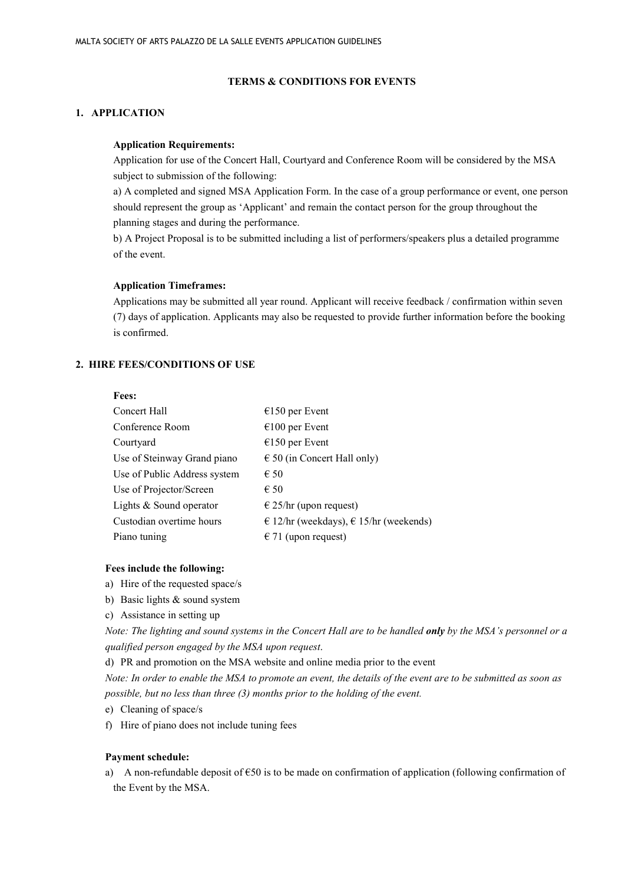## TERMS & CONDITIONS FOR EVENTS

### 1. APPLICATION

**Application Requirements:**

Application for use of the Concert Hall, Courtyard and Conference Room will be considered by the MSA subject to submission of the following:

a) A completed and signed MSA Application Form. In the case of a group performance or event, one person should represent the group as 'Applicant' and remain the contact person for the group throughout the planning stages and during the performance.

b) A Project Proposal is to be submitted including a list of performers/speakers plus a detailed programme of the event.

**Application Timeframes:**

Applications may be submitted all year round. Applicant will receive feedback / confirmation within seven (7) days of application. Applicants may also be requested to provide further information before the booking is confirmed.

### 2. HIRE FEES/CONDITIONS OF USE

**Fees:**

| | |
|---|---|
| Concert Hall | €150 per Event |
| Conference Room | €100 per Event |
| Courtyard | €150 per Event |
| Use of Steinway Grand piano | € 50 (in Concert Hall only) |
| Use of Public Address system | € 50 |
| Use of Projector/Screen | € 50 |
| Lights & Sound operator | € 25/hr (upon request) |
| Custodian overtime hours | € 12/hr (weekdays), € 15/hr (weekends) |
| Piano tuning | € 71 (upon request) |

**Fees include the following:**

a) Hire of the requested space/s
b) Basic lights & sound system
c) Assistance in setting up

*Note: The lighting and sound systems in the Concert Hall are to be handled **only** by the MSA's personnel or a qualified person engaged by the MSA upon request.*

d) PR and promotion on the MSA website and online media prior to the event

*Note: In order to enable the MSA to promote an event, the details of the event are to be submitted as soon as possible, but no less than three (3) months prior to the holding of the event.*

e) Cleaning of space/s
f) Hire of piano does not include tuning fees

**Payment schedule:**

a) A non-refundable deposit of €50 is to be made on confirmation of application (following confirmation of the Event by the MSA.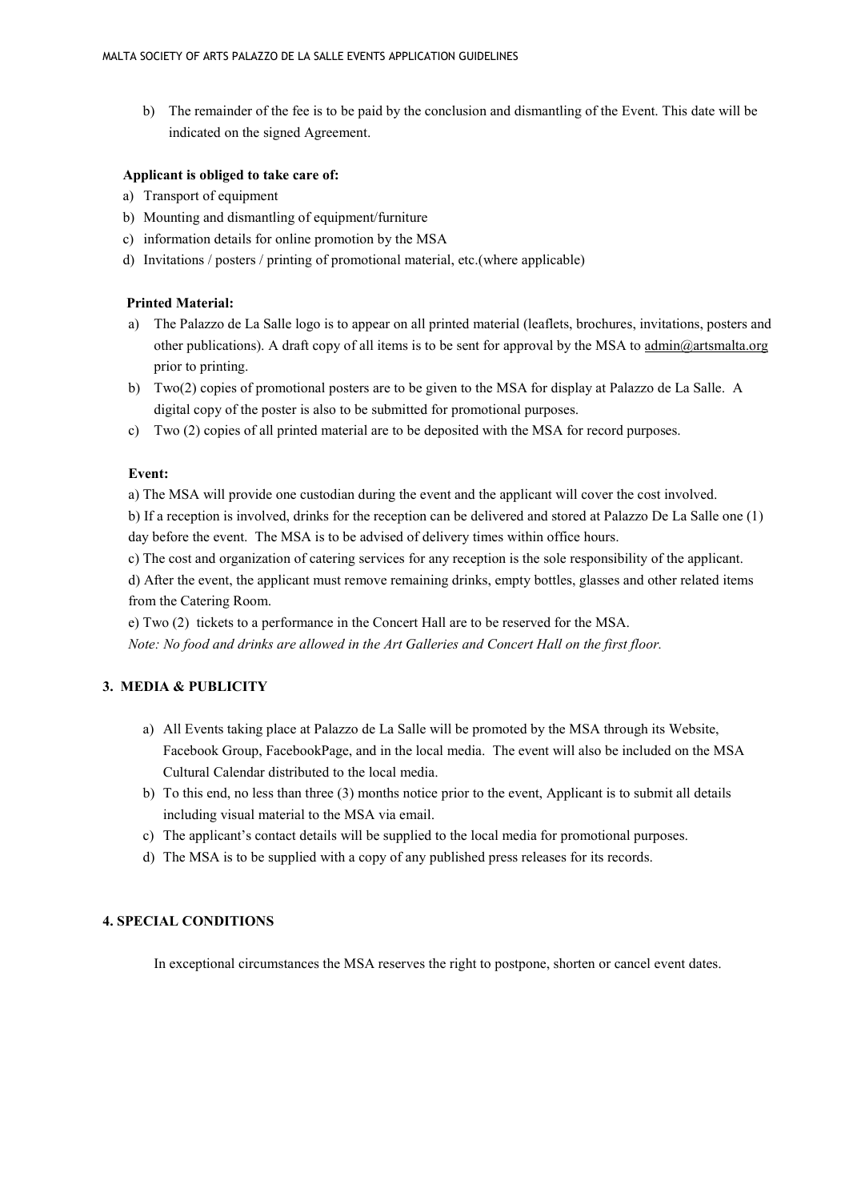b) The remainder of the fee is to be paid by the conclusion and dismantling of the Event. This date will be indicated on the signed Agreement.

**Applicant is obliged to take care of:**

a) Transport of equipment
b) Mounting and dismantling of equipment/furniture
c) information details for online promotion by the MSA
d) Invitations / posters / printing of promotional material, etc.(where applicable)

**Printed Material:**

a) The Palazzo de La Salle logo is to appear on all printed material (leaflets, brochures, invitations, posters and other publications). A draft copy of all items is to be sent for approval by the MSA to admin@artsmalta.org prior to printing.
b) Two(2) copies of promotional posters are to be given to the MSA for display at Palazzo de La Salle. A digital copy of the poster is also to be submitted for promotional purposes.
c) Two (2) copies of all printed material are to be deposited with the MSA for record purposes.

**Event:**

a) The MSA will provide one custodian during the event and the applicant will cover the cost involved.
b) If a reception is involved, drinks for the reception can be delivered and stored at Palazzo De La Salle one (1) day before the event. The MSA is to be advised of delivery times within office hours.
c) The cost and organization of catering services for any reception is the sole responsibility of the applicant.
d) After the event, the applicant must remove remaining drinks, empty bottles, glasses and other related items from the Catering Room.
e) Two (2) tickets to a performance in the Concert Hall are to be reserved for the MSA.

*Note: No food and drinks are allowed in the Art Galleries and Concert Hall on the first floor.*

## 3. MEDIA & PUBLICITY

a) All Events taking place at Palazzo de La Salle will be promoted by the MSA through its Website, Facebook Group, FacebookPage, and in the local media. The event will also be included on the MSA Cultural Calendar distributed to the local media.
b) To this end, no less than three (3) months notice prior to the event, Applicant is to submit all details including visual material to the MSA via email.
c) The applicant's contact details will be supplied to the local media for promotional purposes.
d) The MSA is to be supplied with a copy of any published press releases for its records.

## 4. SPECIAL CONDITIONS

In exceptional circumstances the MSA reserves the right to postpone, shorten or cancel event dates.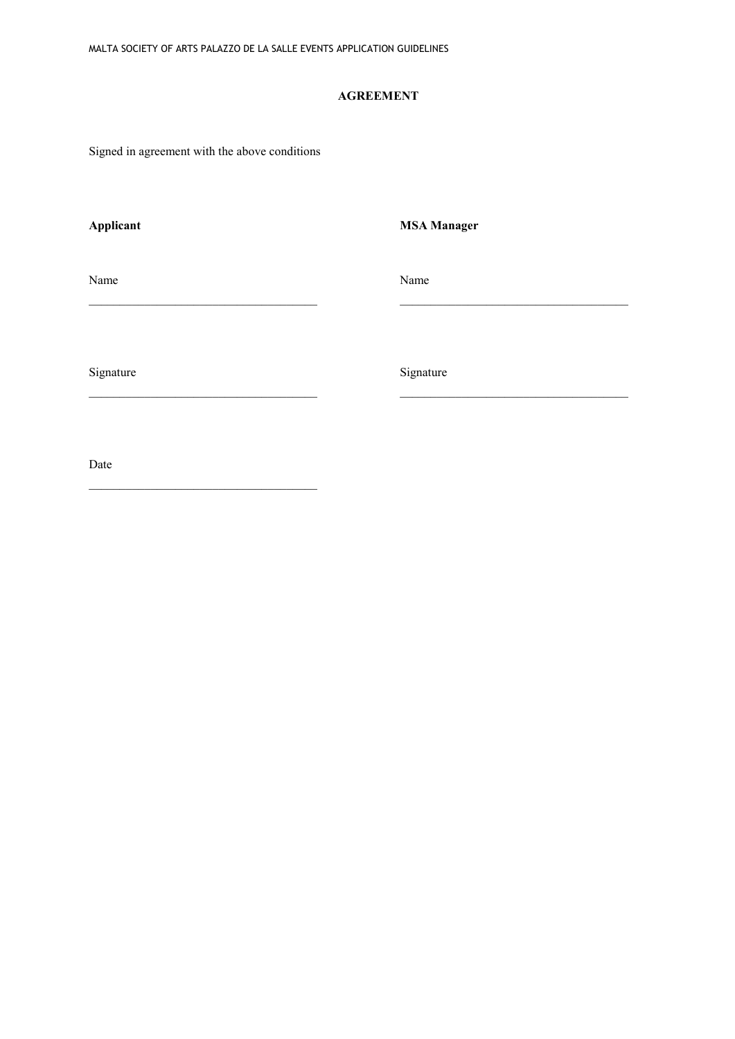## AGREEMENT

Signed in agreement with the above conditions

| **Applicant** | **MSA Manager** |
| --- | --- |
| Name ____________________________________ | Name ____________________________________ |
| Signature ____________________________________ | Signature ____________________________________ |
| Date ____________________________________ | |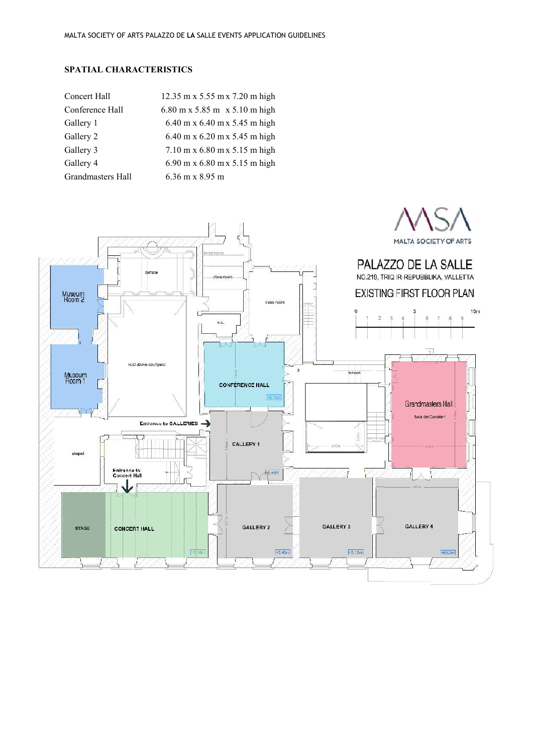**SPATIAL CHARACTERISTICS**

| | |
|---|---|
| Concert Hall | 12.35 m x 5.55 m x 7.20 m high |
| Conference Hall | 6.80 m x 5.85 m x 5.10 m high |
| Gallery 1 | 6.40 m x 6.40 m x 5.45 m high |
| Gallery 2 | 6.40 m x 6.20 m x 5.45 m high |
| Gallery 3 | 7.10 m x 6.80 m x 5.15 m high |
| Gallery 4 | 6.90 m x 6.80 m x 5.15 m high |
| Grandmasters Hall | 6.36 m x 8.95 m |

MALTA SOCIETY OF ARTS

PALAZZO DE LA SALLE

NO.219, TRIQ IR-REPUBBLIKA, VALLETTA

EXISTING FIRST FLOOR PLAN

0 1 2 3 4 5 6 7 8 9 10m

Museum Room 2

terrace

class room

class room

w.c.

void above courtyard

Museum Room 1

CONFERENCE HALL

+5.11m

terrace

Grandmasters Hall

Sala dei Cavalieri

Entrance to GALLERIES

GALLERY 1

+5.45m

chapel

Entrance to Concert Hall

STAGE

CONCERT HALL

+7.10m

GALLERY 2

+5.45m

GALLERY 3

+5.15m

GALLERY 4

+5.52m